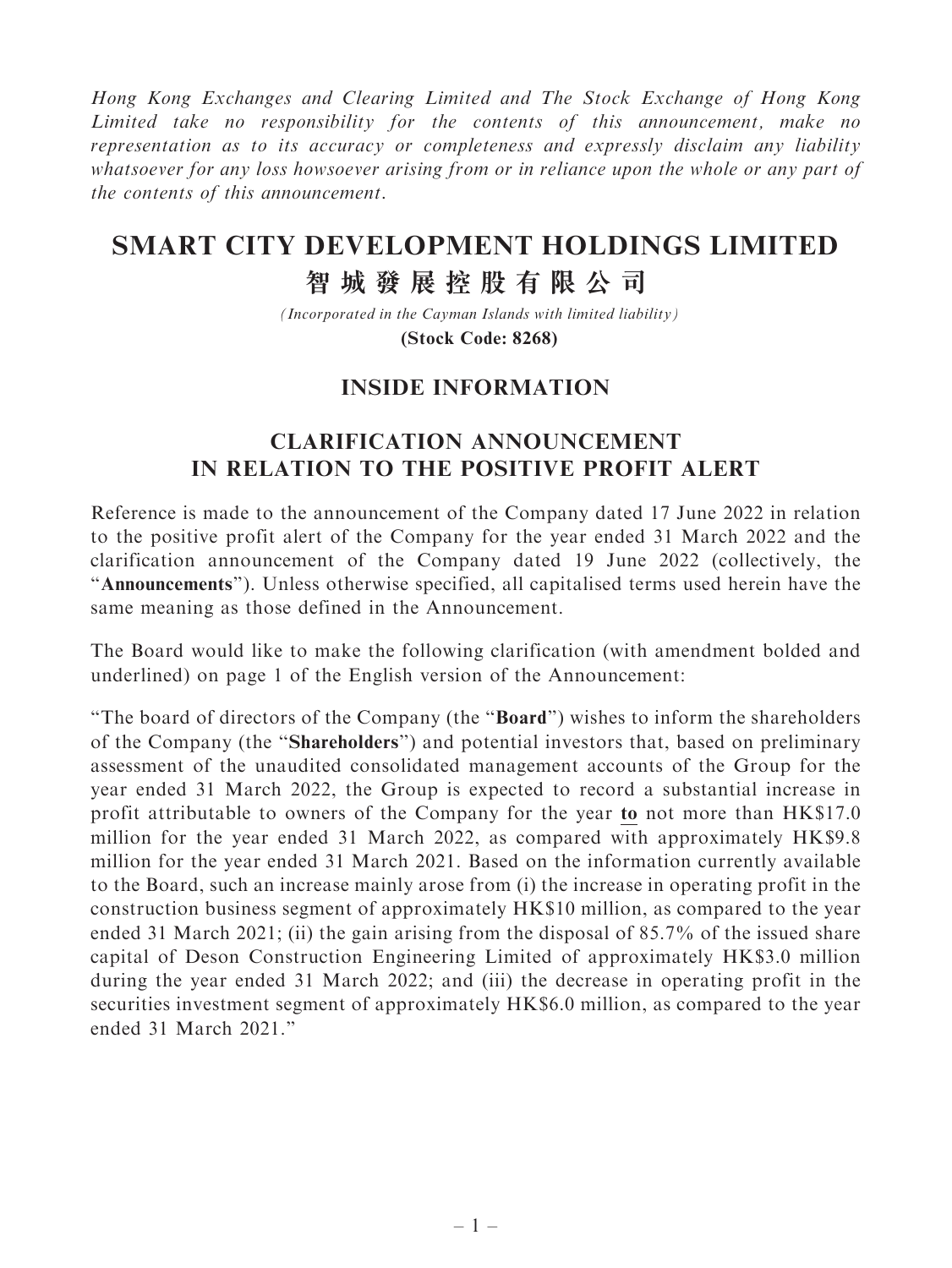*Hong Kong Exchanges and Clearing Limited and The Stock Exchange of Hong Kong Limited take no responsibility for the contents of this announcement, make no representation as to its accuracy or completeness and expressly disclaim any liability whatsoever for any loss howsoever arising from or in reliance upon the whole or any part of the contents of this announcement.*

# SMART CITY DEVELOPMENT HOLDINGS LIMITED
# 智城發展控股有限公司

*(Incorporated in the Cayman Islands with limited liability)*

**(Stock Code: 8268)**

## INSIDE INFORMATION

## CLARIFICATION ANNOUNCEMENT IN RELATION TO THE POSITIVE PROFIT ALERT

Reference is made to the announcement of the Company dated 17 June 2022 in relation to the positive profit alert of the Company for the year ended 31 March 2022 and the clarification announcement of the Company dated 19 June 2022 (collectively, the "**Announcements**"). Unless otherwise specified, all capitalised terms used herein have the same meaning as those defined in the Announcement.

The Board would like to make the following clarification (with amendment bolded and underlined) on page 1 of the English version of the Announcement:

"The board of directors of the Company (the "**Board**") wishes to inform the shareholders of the Company (the "**Shareholders**") and potential investors that, based on preliminary assessment of the unaudited consolidated management accounts of the Group for the year ended 31 March 2022, the Group is expected to record a substantial increase in profit attributable to owners of the Company for the year <u>**to**</u> not more than HK$17.0 million for the year ended 31 March 2022, as compared with approximately HK$9.8 million for the year ended 31 March 2021. Based on the information currently available to the Board, such an increase mainly arose from (i) the increase in operating profit in the construction business segment of approximately HK$10 million, as compared to the year ended 31 March 2021; (ii) the gain arising from the disposal of 85.7% of the issued share capital of Deson Construction Engineering Limited of approximately HK$3.0 million during the year ended 31 March 2022; and (iii) the decrease in operating profit in the securities investment segment of approximately HK$6.0 million, as compared to the year ended 31 March 2021."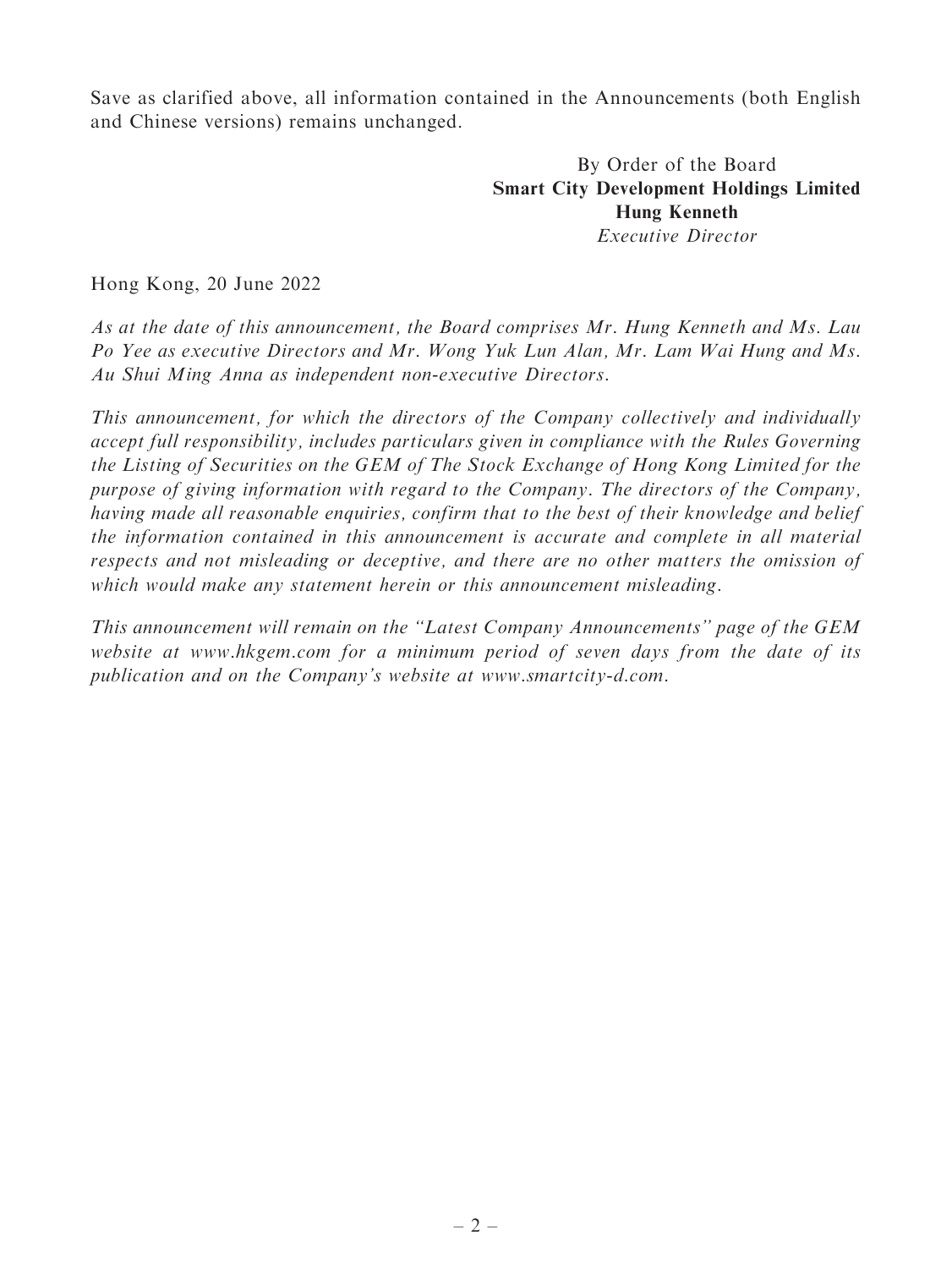Save as clarified above, all information contained in the Announcements (both English and Chinese versions) remains unchanged.

By Order of the Board
**Smart City Development Holdings Limited**
**Hung Kenneth**
*Executive Director*

Hong Kong, 20 June 2022

*As at the date of this announcement, the Board comprises Mr. Hung Kenneth and Ms. Lau Po Yee as executive Directors and Mr. Wong Yuk Lun Alan, Mr. Lam Wai Hung and Ms. Au Shui Ming Anna as independent non-executive Directors.*

*This announcement, for which the directors of the Company collectively and individually accept full responsibility, includes particulars given in compliance with the Rules Governing the Listing of Securities on the GEM of The Stock Exchange of Hong Kong Limited for the purpose of giving information with regard to the Company. The directors of the Company, having made all reasonable enquiries, confirm that to the best of their knowledge and belief the information contained in this announcement is accurate and complete in all material respects and not misleading or deceptive, and there are no other matters the omission of which would make any statement herein or this announcement misleading.*

*This announcement will remain on the "Latest Company Announcements" page of the GEM website at www.hkgem.com for a minimum period of seven days from the date of its publication and on the Company's website at www.smartcity-d.com.*